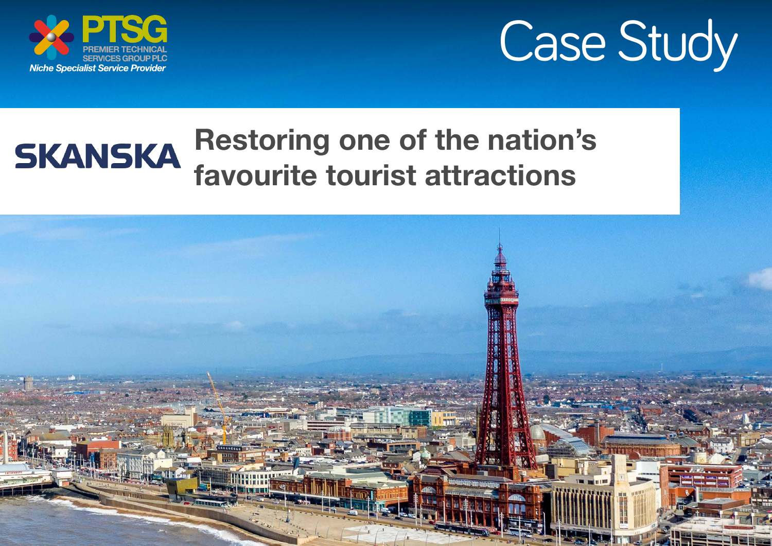PTSG

PREMIER TECHNICAL SERVICES GROUP PLC

*Niche Specialist Service Provider*

# Case Study

SKANSKA

## Restoring one of the nation's favourite tourist attractions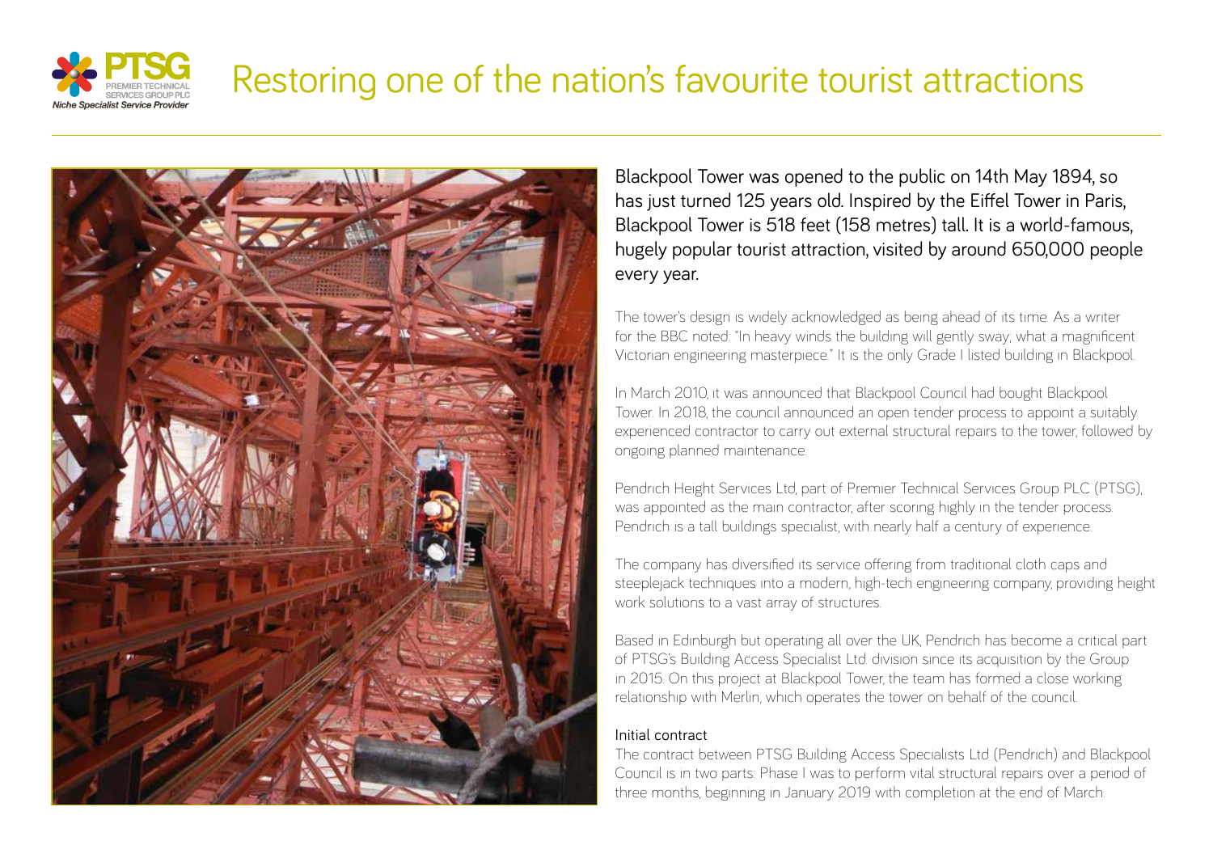# Restoring one of the nation's favourite tourist attractions

Blackpool Tower was opened to the public on 14th May 1894, so has just turned 125 years old. Inspired by the Eiffel Tower in Paris, Blackpool Tower is 518 feet (158 metres) tall. It is a world-famous, hugely popular tourist attraction, visited by around 650,000 people every year.

The tower's design is widely acknowledged as being ahead of its time. As a writer for the BBC noted: "In heavy winds the building will gently sway; what a magnificent Victorian engineering masterpiece." It is the only Grade I listed building in Blackpool.

In March 2010, it was announced that Blackpool Council had bought Blackpool Tower. In 2018, the council announced an open tender process to appoint a suitably experienced contractor to carry out external structural repairs to the tower, followed by ongoing planned maintenance.

Pendrich Height Services Ltd, part of Premier Technical Services Group PLC (PTSG), was appointed as the main contractor, after scoring highly in the tender process. Pendrich is a tall buildings specialist, with nearly half a century of experience.

The company has diversified its service offering from traditional cloth caps and steeplejack techniques into a modern, high-tech engineering company, providing height work solutions to a vast array of structures.

Based in Edinburgh but operating all over the UK, Pendrich has become a critical part of PTSG's Building Access Specialist Ltd. division since its acquisition by the Group in 2015. On this project at Blackpool Tower, the team has formed a close working relationship with Merlin, which operates the tower on behalf of the council.

### Initial contract

The contract between PTSG Building Access Specialists Ltd (Pendrich) and Blackpool Council is in two parts: Phase I was to perform vital structural repairs over a period of three months, beginning in January 2019 with completion at the end of March.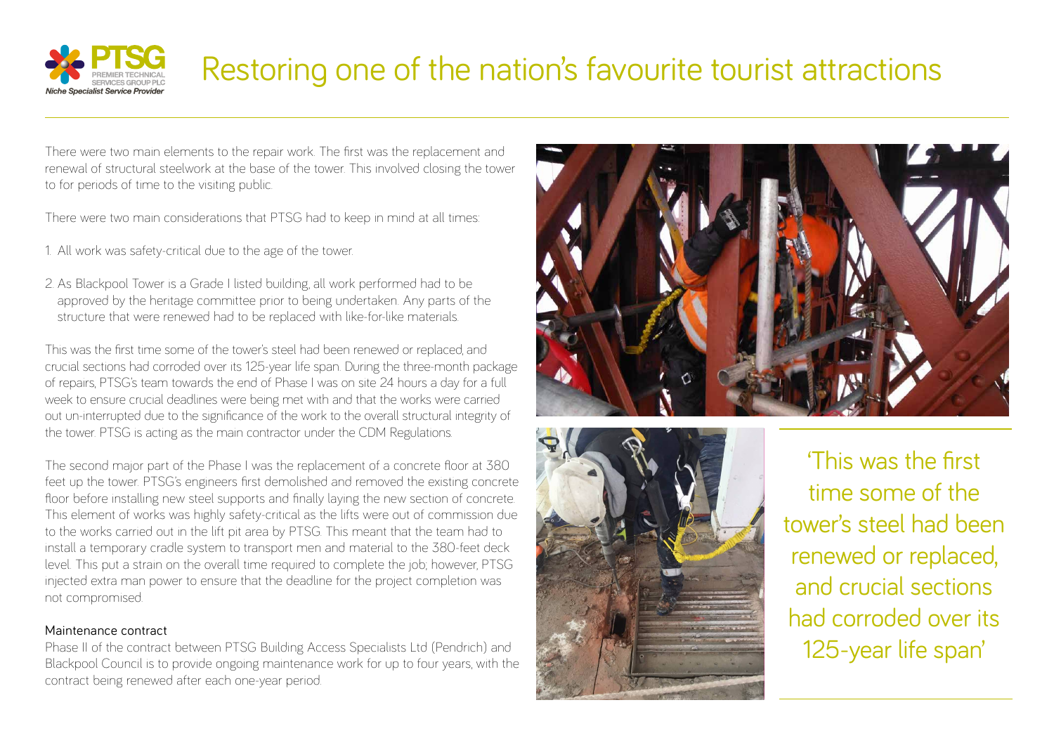# Restoring one of the nation's favourite tourist attractions

There were two main elements to the repair work. The first was the replacement and renewal of structural steelwork at the base of the tower. This involved closing the tower to for periods of time to the visiting public.

There were two main considerations that PTSG had to keep in mind at all times:

1. All work was safety-critical due to the age of the tower.
2. As Blackpool Tower is a Grade I listed building, all work performed had to be approved by the heritage committee prior to being undertaken. Any parts of the structure that were renewed had to be replaced with like-for-like materials.

This was the first time some of the tower's steel had been renewed or replaced, and crucial sections had corroded over its 125-year life span. During the three-month package of repairs, PTSG's team towards the end of Phase I was on site 24 hours a day for a full week to ensure crucial deadlines were being met with and that the works were carried out un-interrupted due to the significance of the work to the overall structural integrity of the tower. PTSG is acting as the main contractor under the CDM Regulations.

The second major part of the Phase I was the replacement of a concrete floor at 380 feet up the tower. PTSG's engineers first demolished and removed the existing concrete floor before installing new steel supports and finally laying the new section of concrete. This element of works was highly safety-critical as the lifts were out of commission due to the works carried out in the lift pit area by PTSG. This meant that the team had to install a temporary cradle system to transport men and material to the 380-feet deck level. This put a strain on the overall time required to complete the job; however, PTSG injected extra man power to ensure that the deadline for the project completion was not compromised.

### Maintenance contract

Phase II of the contract between PTSG Building Access Specialists Ltd (Pendrich) and Blackpool Council is to provide ongoing maintenance work for up to four years, with the contract being renewed after each one-year period.

'This was the first time some of the tower's steel had been renewed or replaced, and crucial sections had corroded over its 125-year life span'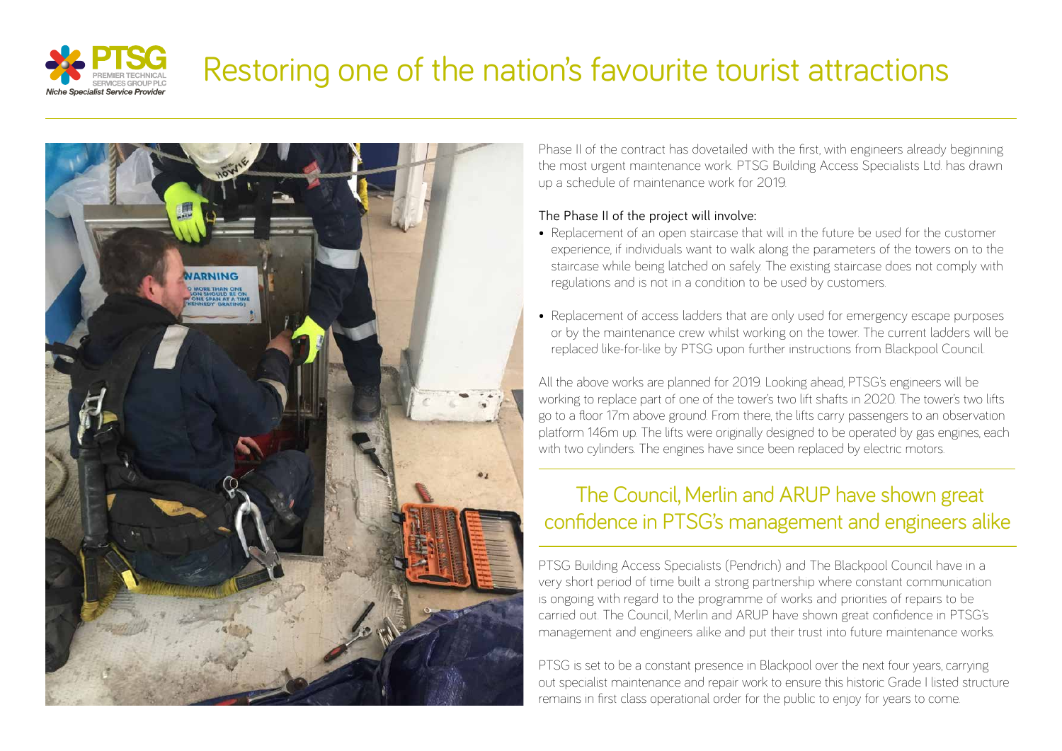# Restoring one of the nation's favourite tourist attractions

Phase II of the contract has dovetailed with the first, with engineers already beginning the most urgent maintenance work. PTSG Building Access Specialists Ltd. has drawn up a schedule of maintenance work for 2019.

The Phase II of the project will involve:

- Replacement of an open staircase that will in the future be used for the customer experience, if individuals want to walk along the parameters of the towers on to the staircase while being latched on safely. The existing staircase does not comply with regulations and is not in a condition to be used by customers.
- Replacement of access ladders that are only used for emergency escape purposes or by the maintenance crew whilst working on the tower. The current ladders will be replaced like-for-like by PTSG upon further instructions from Blackpool Council.

All the above works are planned for 2019. Looking ahead, PTSG's engineers will be working to replace part of one of the tower's two lift shafts in 2020. The tower's two lifts go to a floor 17m above ground. From there, the lifts carry passengers to an observation platform 146m up. The lifts were originally designed to be operated by gas engines, each with two cylinders. The engines have since been replaced by electric motors.

## The Council, Merlin and ARUP have shown great confidence in PTSG's management and engineers alike

PTSG Building Access Specialists (Pendrich) and The Blackpool Council have in a very short period of time built a strong partnership where constant communication is ongoing with regard to the programme of works and priorities of repairs to be carried out. The Council, Merlin and ARUP have shown great confidence in PTSG's management and engineers alike and put their trust into future maintenance works.

PTSG is set to be a constant presence in Blackpool over the next four years, carrying out specialist maintenance and repair work to ensure this historic Grade I listed structure remains in first class operational order for the public to enjoy for years to come.